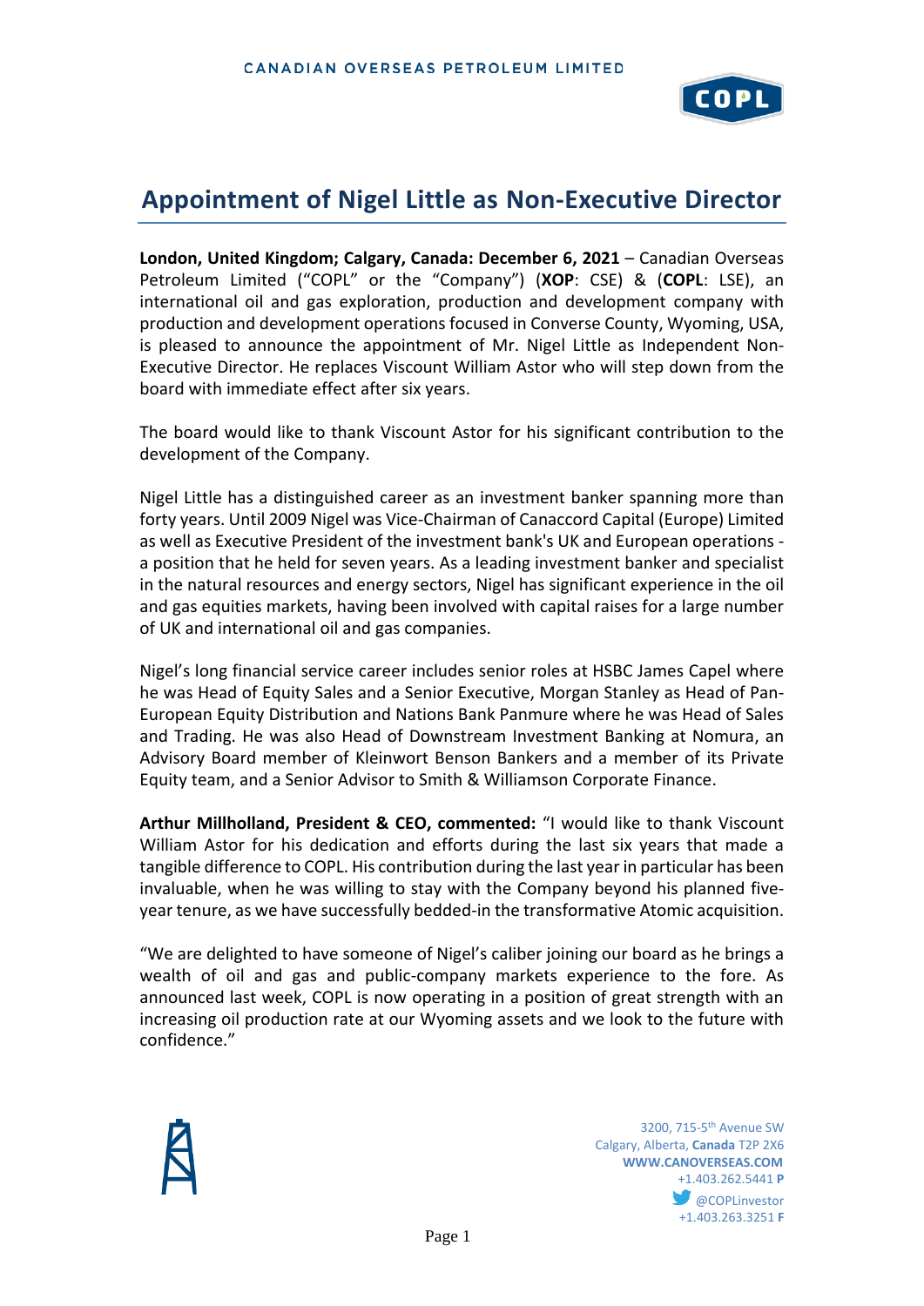# Appointment of Nigel Little as Non-Executive Director

**London, United Kingdom; Calgary, Canada: December 6, 2021** – Canadian Overseas Petroleum Limited ("COPL" or the "Company") (**XOP**: CSE) & (**COPL**: LSE), an international oil and gas exploration, production and development company with production and development operations focused in Converse County, Wyoming, USA, is pleased to announce the appointment of Mr. Nigel Little as Independent Non-Executive Director. He replaces Viscount William Astor who will step down from the board with immediate effect after six years.

The board would like to thank Viscount Astor for his significant contribution to the development of the Company.

Nigel Little has a distinguished career as an investment banker spanning more than forty years. Until 2009 Nigel was Vice-Chairman of Canaccord Capital (Europe) Limited as well as Executive President of the investment bank's UK and European operations - a position that he held for seven years. As a leading investment banker and specialist in the natural resources and energy sectors, Nigel has significant experience in the oil and gas equities markets, having been involved with capital raises for a large number of UK and international oil and gas companies.

Nigel's long financial service career includes senior roles at HSBC James Capel where he was Head of Equity Sales and a Senior Executive, Morgan Stanley as Head of Pan-European Equity Distribution and Nations Bank Panmure where he was Head of Sales and Trading. He was also Head of Downstream Investment Banking at Nomura, an Advisory Board member of Kleinwort Benson Bankers and a member of its Private Equity team, and a Senior Advisor to Smith & Williamson Corporate Finance.

**Arthur Millholland, President & CEO, commented:** "I would like to thank Viscount William Astor for his dedication and efforts during the last six years that made a tangible difference to COPL. His contribution during the last year in particular has been invaluable, when he was willing to stay with the Company beyond his planned five-year tenure, as we have successfully bedded-in the transformative Atomic acquisition.

"We are delighted to have someone of Nigel's caliber joining our board as he brings a wealth of oil and gas and public-company markets experience to the fore. As announced last week, COPL is now operating in a position of great strength with an increasing oil production rate at our Wyoming assets and we look to the future with confidence."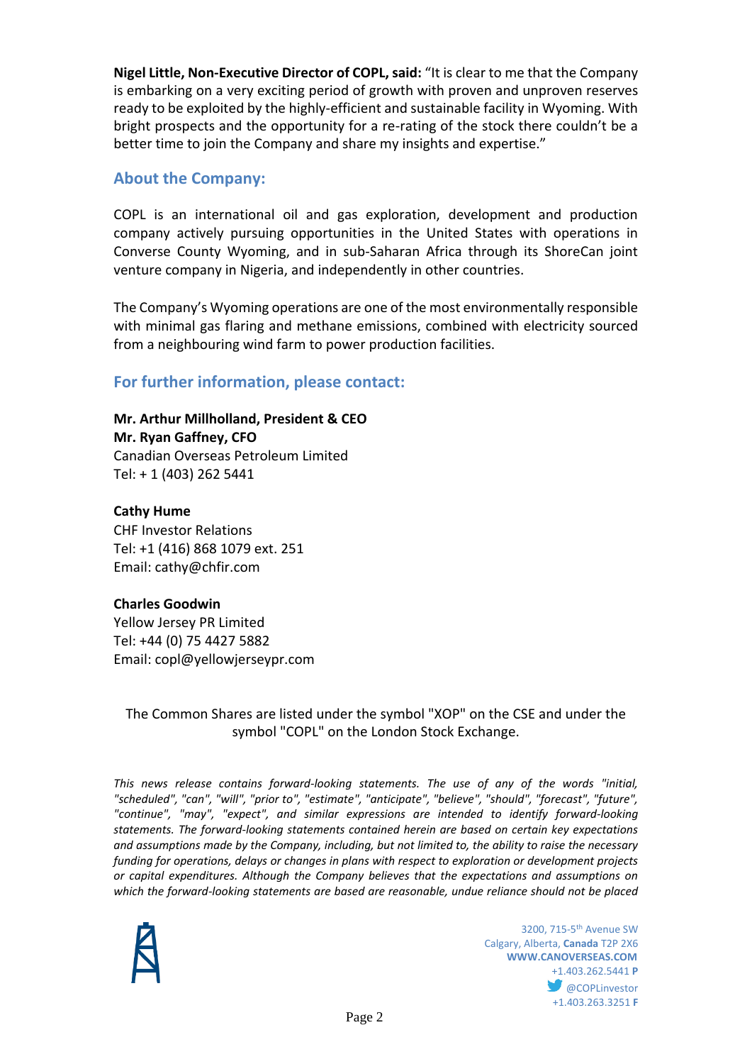**Nigel Little, Non-Executive Director of COPL, said:** "It is clear to me that the Company is embarking on a very exciting period of growth with proven and unproven reserves ready to be exploited by the highly-efficient and sustainable facility in Wyoming. With bright prospects and the opportunity for a re-rating of the stock there couldn't be a better time to join the Company and share my insights and expertise."

## About the Company:

COPL is an international oil and gas exploration, development and production company actively pursuing opportunities in the United States with operations in Converse County Wyoming, and in sub-Saharan Africa through its ShoreCan joint venture company in Nigeria, and independently in other countries.

The Company's Wyoming operations are one of the most environmentally responsible with minimal gas flaring and methane emissions, combined with electricity sourced from a neighbouring wind farm to power production facilities.

## For further information, please contact:

**Mr. Arthur Millholland, President & CEO**
**Mr. Ryan Gaffney, CFO**
Canadian Overseas Petroleum Limited
Tel: + 1 (403) 262 5441

**Cathy Hume**
CHF Investor Relations
Tel: +1 (416) 868 1079 ext. 251
Email: cathy@chfir.com

**Charles Goodwin**
Yellow Jersey PR Limited
Tel: +44 (0) 75 4427 5882
Email: copl@yellowjerseypr.com

The Common Shares are listed under the symbol "XOP" on the CSE and under the symbol "COPL" on the London Stock Exchange.

*This news release contains forward-looking statements. The use of any of the words "initial, "scheduled", "can", "will", "prior to", "estimate", "anticipate", "believe", "should", "forecast", "future", "continue", "may", "expect", and similar expressions are intended to identify forward-looking statements. The forward-looking statements contained herein are based on certain key expectations and assumptions made by the Company, including, but not limited to, the ability to raise the necessary funding for operations, delays or changes in plans with respect to exploration or development projects or capital expenditures. Although the Company believes that the expectations and assumptions on which the forward-looking statements are based are reasonable, undue reliance should not be placed*

3200, 715-5th Avenue SW
Calgary, Alberta, **Canada** T2P 2X6
**WWW.CANOVERSEAS.COM**
+1.403.262.5441 **P**
@COPLinvestor
+1.403.263.3251 **F**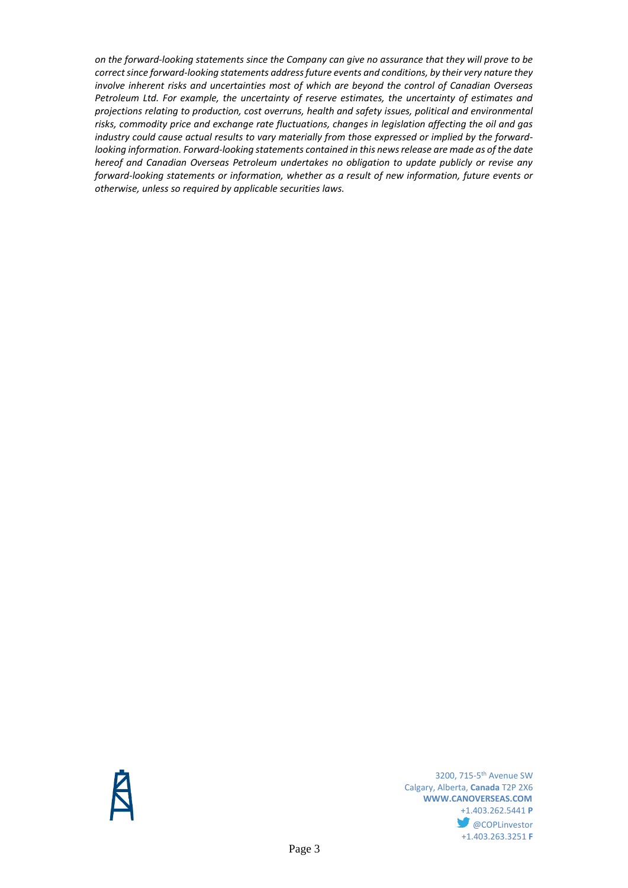*on the forward-looking statements since the Company can give no assurance that they will prove to be correct since forward-looking statements address future events and conditions, by their very nature they involve inherent risks and uncertainties most of which are beyond the control of Canadian Overseas Petroleum Ltd. For example, the uncertainty of reserve estimates, the uncertainty of estimates and projections relating to production, cost overruns, health and safety issues, political and environmental risks, commodity price and exchange rate fluctuations, changes in legislation affecting the oil and gas industry could cause actual results to vary materially from those expressed or implied by the forward-looking information. Forward-looking statements contained in this news release are made as of the date hereof and Canadian Overseas Petroleum undertakes no obligation to update publicly or revise any forward-looking statements or information, whether as a result of new information, future events or otherwise, unless so required by applicable securities laws.*